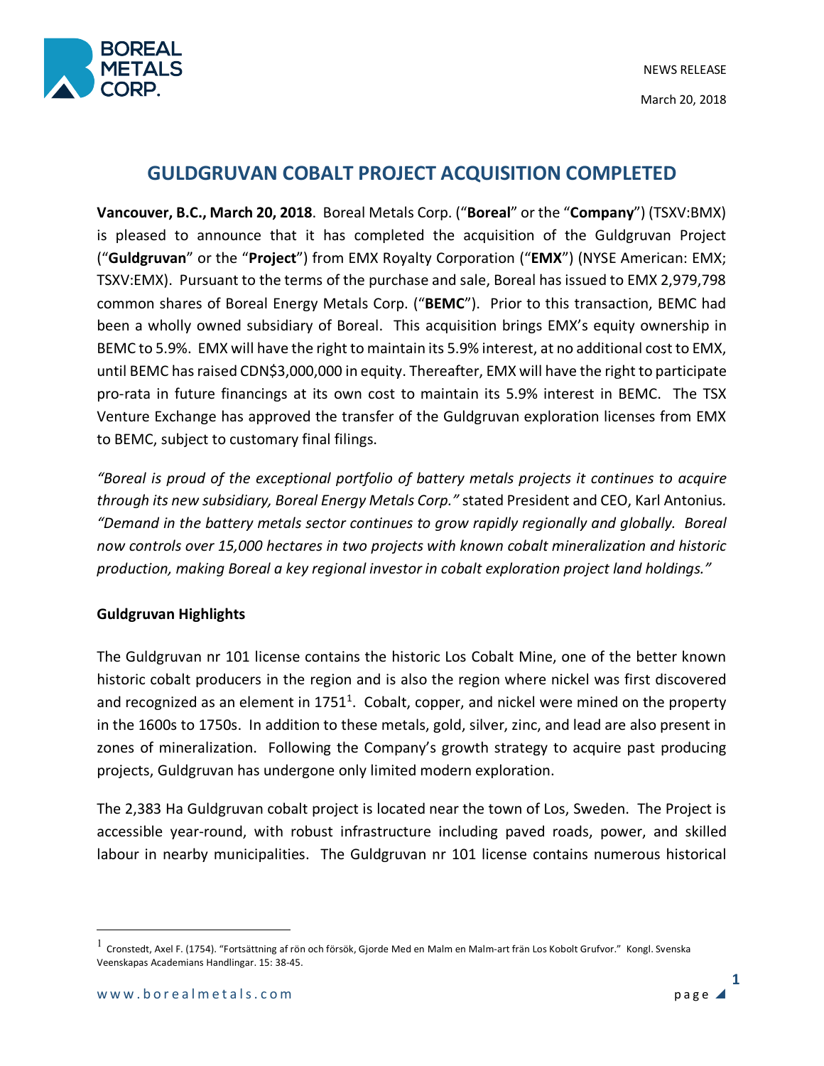NEWS RELEASE

March 20, 2018

# GULDGRUVAN COBALT PROJECT ACQUISITION COMPLETED

**Vancouver, B.C., March 20, 2018**. Boreal Metals Corp. ("**Boreal**" or the "**Company**") (TSXV:BMX) is pleased to announce that it has completed the acquisition of the Guldgruvan Project ("**Guldgruvan**" or the "**Project**") from EMX Royalty Corporation ("**EMX**") (NYSE American: EMX; TSXV:EMX). Pursuant to the terms of the purchase and sale, Boreal has issued to EMX 2,979,798 common shares of Boreal Energy Metals Corp. ("**BEMC**"). Prior to this transaction, BEMC had been a wholly owned subsidiary of Boreal. This acquisition brings EMX's equity ownership in BEMC to 5.9%. EMX will have the right to maintain its 5.9% interest, at no additional cost to EMX, until BEMC has raised CDN$3,000,000 in equity. Thereafter, EMX will have the right to participate pro-rata in future financings at its own cost to maintain its 5.9% interest in BEMC. The TSX Venture Exchange has approved the transfer of the Guldgruvan exploration licenses from EMX to BEMC, subject to customary final filings.

*"Boreal is proud of the exceptional portfolio of battery metals projects it continues to acquire through its new subsidiary, Boreal Energy Metals Corp."* stated President and CEO, Karl Antonius. *"Demand in the battery metals sector continues to grow rapidly regionally and globally. Boreal now controls over 15,000 hectares in two projects with known cobalt mineralization and historic production, making Boreal a key regional investor in cobalt exploration project land holdings."*

**Guldgruvan Highlights**

The Guldgruvan nr 101 license contains the historic Los Cobalt Mine, one of the better known historic cobalt producers in the region and is also the region where nickel was first discovered and recognized as an element in 1751[1]. Cobalt, copper, and nickel were mined on the property in the 1600s to 1750s. In addition to these metals, gold, silver, zinc, and lead are also present in zones of mineralization. Following the Company's growth strategy to acquire past producing projects, Guldgruvan has undergone only limited modern exploration.

The 2,383 Ha Guldgruvan cobalt project is located near the town of Los, Sweden. The Project is accessible year-round, with robust infrastructure including paved roads, power, and skilled labour in nearby municipalities. The Guldgruvan nr 101 license contains numerous historical

---

[1] Cronstedt, Axel F. (1754). "Fortsättning af rön och försök, Gjorde Med en Malm en Malm-art från Los Kobolt Grufvor." Kongl. Svenska Veenskapas Academians Handlingar. 15: 38-45.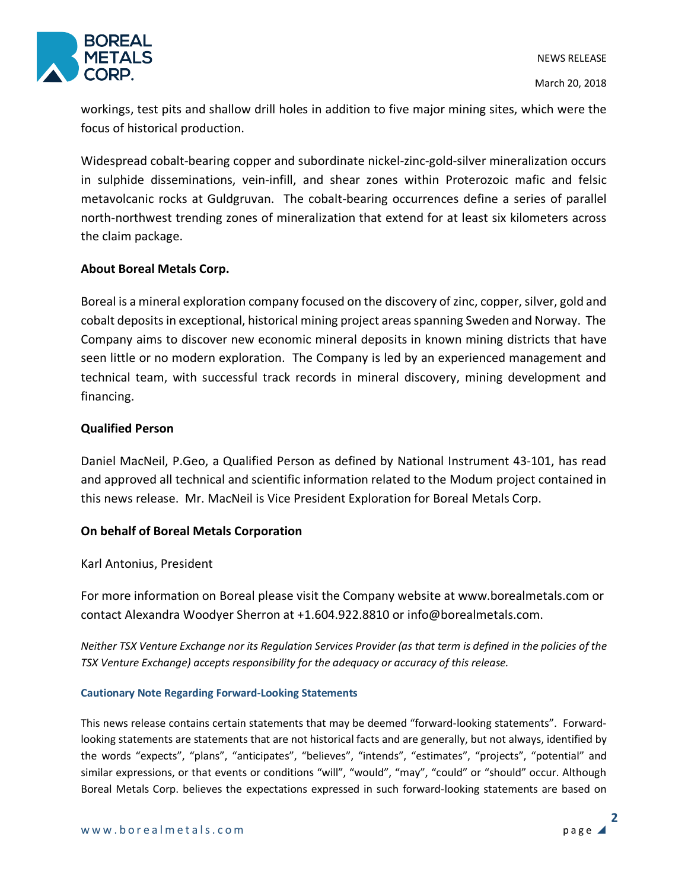workings, test pits and shallow drill holes in addition to five major mining sites, which were the focus of historical production.

Widespread cobalt-bearing copper and subordinate nickel-zinc-gold-silver mineralization occurs in sulphide disseminations, vein-infill, and shear zones within Proterozoic mafic and felsic metavolcanic rocks at Guldgruvan. The cobalt-bearing occurrences define a series of parallel north-northwest trending zones of mineralization that extend for at least six kilometers across the claim package.

**About Boreal Metals Corp.**

Boreal is a mineral exploration company focused on the discovery of zinc, copper, silver, gold and cobalt deposits in exceptional, historical mining project areas spanning Sweden and Norway. The Company aims to discover new economic mineral deposits in known mining districts that have seen little or no modern exploration. The Company is led by an experienced management and technical team, with successful track records in mineral discovery, mining development and financing.

**Qualified Person**

Daniel MacNeil, P.Geo, a Qualified Person as defined by National Instrument 43-101, has read and approved all technical and scientific information related to the Modum project contained in this news release. Mr. MacNeil is Vice President Exploration for Boreal Metals Corp.

**On behalf of Boreal Metals Corporation**

Karl Antonius, President

For more information on Boreal please visit the Company website at www.borealmetals.com or contact Alexandra Woodyer Sherron at +1.604.922.8810 or info@borealmetals.com.

*Neither TSX Venture Exchange nor its Regulation Services Provider (as that term is defined in the policies of the TSX Venture Exchange) accepts responsibility for the adequacy or accuracy of this release.*

**Cautionary Note Regarding Forward-Looking Statements**

This news release contains certain statements that may be deemed "forward-looking statements". Forward-looking statements are statements that are not historical facts and are generally, but not always, identified by the words "expects", "plans", "anticipates", "believes", "intends", "estimates", "projects", "potential" and similar expressions, or that events or conditions "will", "would", "may", "could" or "should" occur. Although Boreal Metals Corp. believes the expectations expressed in such forward-looking statements are based on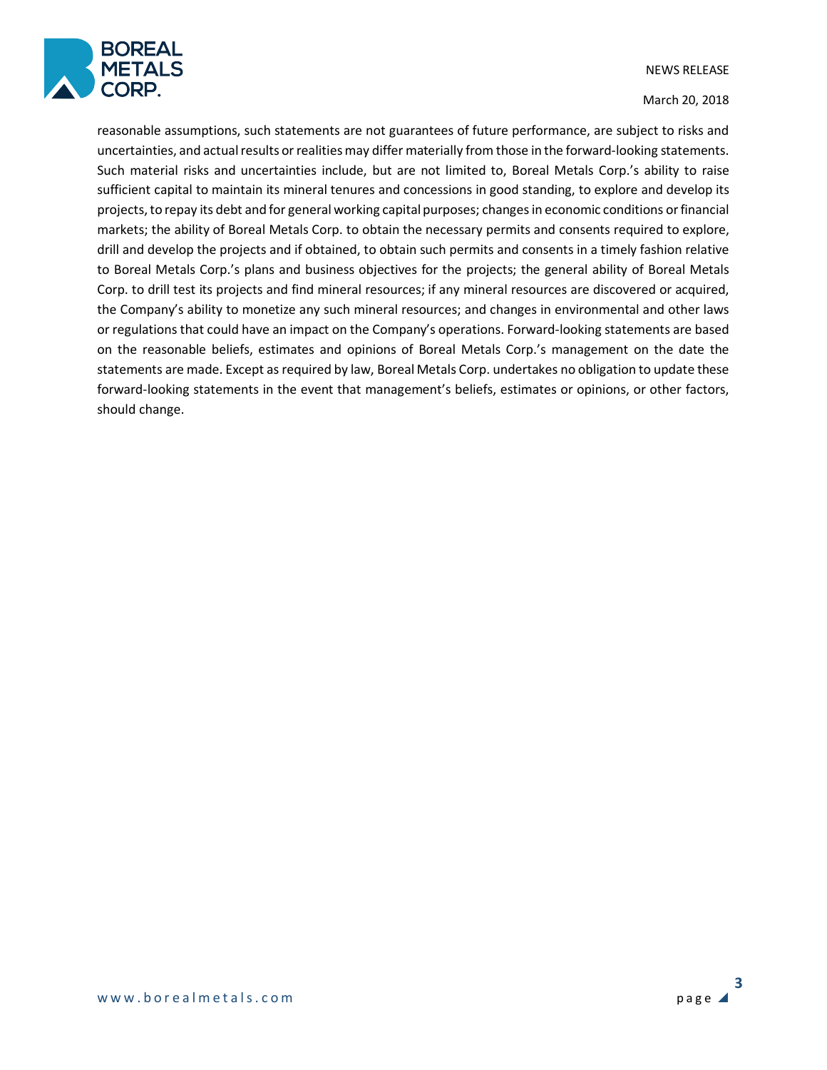reasonable assumptions, such statements are not guarantees of future performance, are subject to risks and uncertainties, and actual results or realities may differ materially from those in the forward-looking statements. Such material risks and uncertainties include, but are not limited to, Boreal Metals Corp.'s ability to raise sufficient capital to maintain its mineral tenures and concessions in good standing, to explore and develop its projects, to repay its debt and for general working capital purposes; changes in economic conditions or financial markets; the ability of Boreal Metals Corp. to obtain the necessary permits and consents required to explore, drill and develop the projects and if obtained, to obtain such permits and consents in a timely fashion relative to Boreal Metals Corp.'s plans and business objectives for the projects; the general ability of Boreal Metals Corp. to drill test its projects and find mineral resources; if any mineral resources are discovered or acquired, the Company's ability to monetize any such mineral resources; and changes in environmental and other laws or regulations that could have an impact on the Company's operations. Forward-looking statements are based on the reasonable beliefs, estimates and opinions of Boreal Metals Corp.'s management on the date the statements are made. Except as required by law, Boreal Metals Corp. undertakes no obligation to update these forward-looking statements in the event that management's beliefs, estimates or opinions, or other factors, should change.